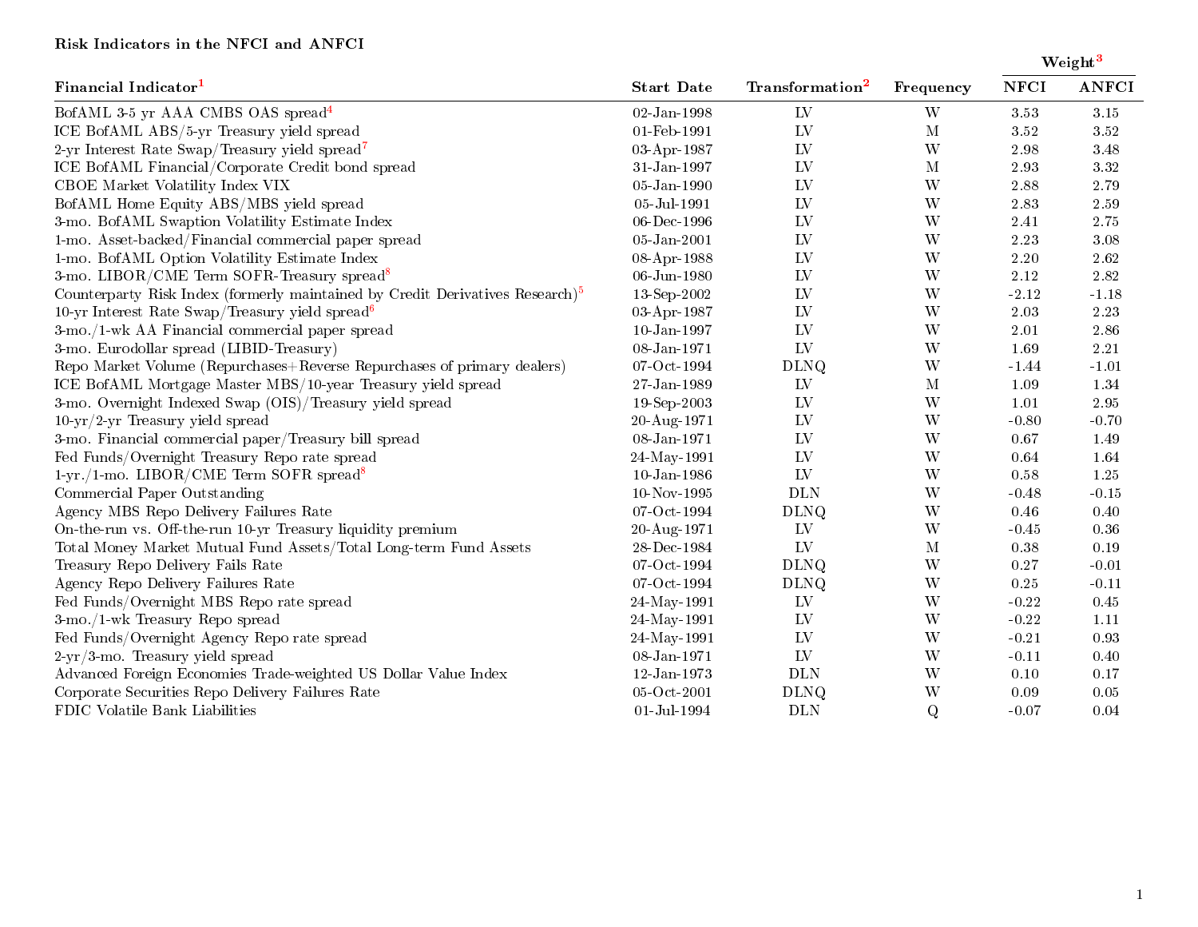**Risk Indicators in the NFCI and ANFCI**

| Financial Indicator[1] | Start Date | Transformation[2] | Frequency | Weight[3] | |
|---|---|---|---|---|---|
| | | | | NFCI | ANFCI |
| BofAML 3-5 yr AAA CMBS OAS spread[4] | 02-Jan-1998 | LV | W | 3.53 | 3.15 |
| ICE BofAML ABS/5-yr Treasury yield spread | 01-Feb-1991 | LV | M | 3.52 | 3.52 |
| 2-yr Interest Rate Swap/Treasury yield spread[7] | 03-Apr-1987 | LV | W | 2.98 | 3.48 |
| ICE BofAML Financial/Corporate Credit bond spread | 31-Jan-1997 | LV | M | 2.93 | 3.32 |
| CBOE Market Volatility Index VIX | 05-Jan-1990 | LV | W | 2.88 | 2.79 |
| BofAML Home Equity ABS/MBS yield spread | 05-Jul-1991 | LV | W | 2.83 | 2.59 |
| 3-mo. BofAML Swaption Volatility Estimate Index | 06-Dec-1996 | LV | W | 2.41 | 2.75 |
| 1-mo. Asset-backed/Financial commercial paper spread | 05-Jan-2001 | LV | W | 2.23 | 3.08 |
| 1-mo. BofAML Option Volatility Estimate Index | 08-Apr-1988 | LV | W | 2.20 | 2.62 |
| 3-mo. LIBOR/CME Term SOFR-Treasury spread[8] | 06-Jun-1980 | LV | W | 2.12 | 2.82 |
| Counterparty Risk Index (formerly maintained by Credit Derivatives Research)[5] | 13-Sep-2002 | LV | W | -2.12 | -1.18 |
| 10-yr Interest Rate Swap/Treasury yield spread[6] | 03-Apr-1987 | LV | W | 2.03 | 2.23 |
| 3-mo./1-wk AA Financial commercial paper spread | 10-Jan-1997 | LV | W | 2.01 | 2.86 |
| 3-mo. Eurodollar spread (LIBID-Treasury) | 08-Jan-1971 | LV | W | 1.69 | 2.21 |
| Repo Market Volume (Repurchases+Reverse Repurchases of primary dealers) | 07-Oct-1994 | DLNQ | W | -1.44 | -1.01 |
| ICE BofAML Mortgage Master MBS/10-year Treasury yield spread | 27-Jan-1989 | LV | M | 1.09 | 1.34 |
| 3-mo. Overnight Indexed Swap (OIS)/Treasury yield spread | 19-Sep-2003 | LV | W | 1.01 | 2.95 |
| 10-yr/2-yr Treasury yield spread | 20-Aug-1971 | LV | W | -0.80 | -0.70 |
| 3-mo. Financial commercial paper/Treasury bill spread | 08-Jan-1971 | LV | W | 0.67 | 1.49 |
| Fed Funds/Overnight Treasury Repo rate spread | 24-May-1991 | LV | W | 0.64 | 1.64 |
| 1-yr./1-mo. LIBOR/CME Term SOFR spread[8] | 10-Jan-1986 | LV | W | 0.58 | 1.25 |
| Commercial Paper Outstanding | 10-Nov-1995 | DLN | W | -0.48 | -0.15 |
| Agency MBS Repo Delivery Failures Rate | 07-Oct-1994 | DLNQ | W | 0.46 | 0.40 |
| On-the-run vs. Off-the-run 10-yr Treasury liquidity premium | 20-Aug-1971 | LV | W | -0.45 | 0.36 |
| Total Money Market Mutual Fund Assets/Total Long-term Fund Assets | 28-Dec-1984 | LV | M | 0.38 | 0.19 |
| Treasury Repo Delivery Fails Rate | 07-Oct-1994 | DLNQ | W | 0.27 | -0.01 |
| Agency Repo Delivery Failures Rate | 07-Oct-1994 | DLNQ | W | 0.25 | -0.11 |
| Fed Funds/Overnight MBS Repo rate spread | 24-May-1991 | LV | W | -0.22 | 0.45 |
| 3-mo./1-wk Treasury Repo spread | 24-May-1991 | LV | W | -0.22 | 1.11 |
| Fed Funds/Overnight Agency Repo rate spread | 24-May-1991 | LV | W | -0.21 | 0.93 |
| 2-yr/3-mo. Treasury yield spread | 08-Jan-1971 | LV | W | -0.11 | 0.40 |
| Advanced Foreign Economies Trade-weighted US Dollar Value Index | 12-Jan-1973 | DLN | W | 0.10 | 0.17 |
| Corporate Securities Repo Delivery Failures Rate | 05-Oct-2001 | DLNQ | W | 0.09 | 0.05 |
| FDIC Volatile Bank Liabilities | 01-Jul-1994 | DLN | Q | -0.07 | 0.04 |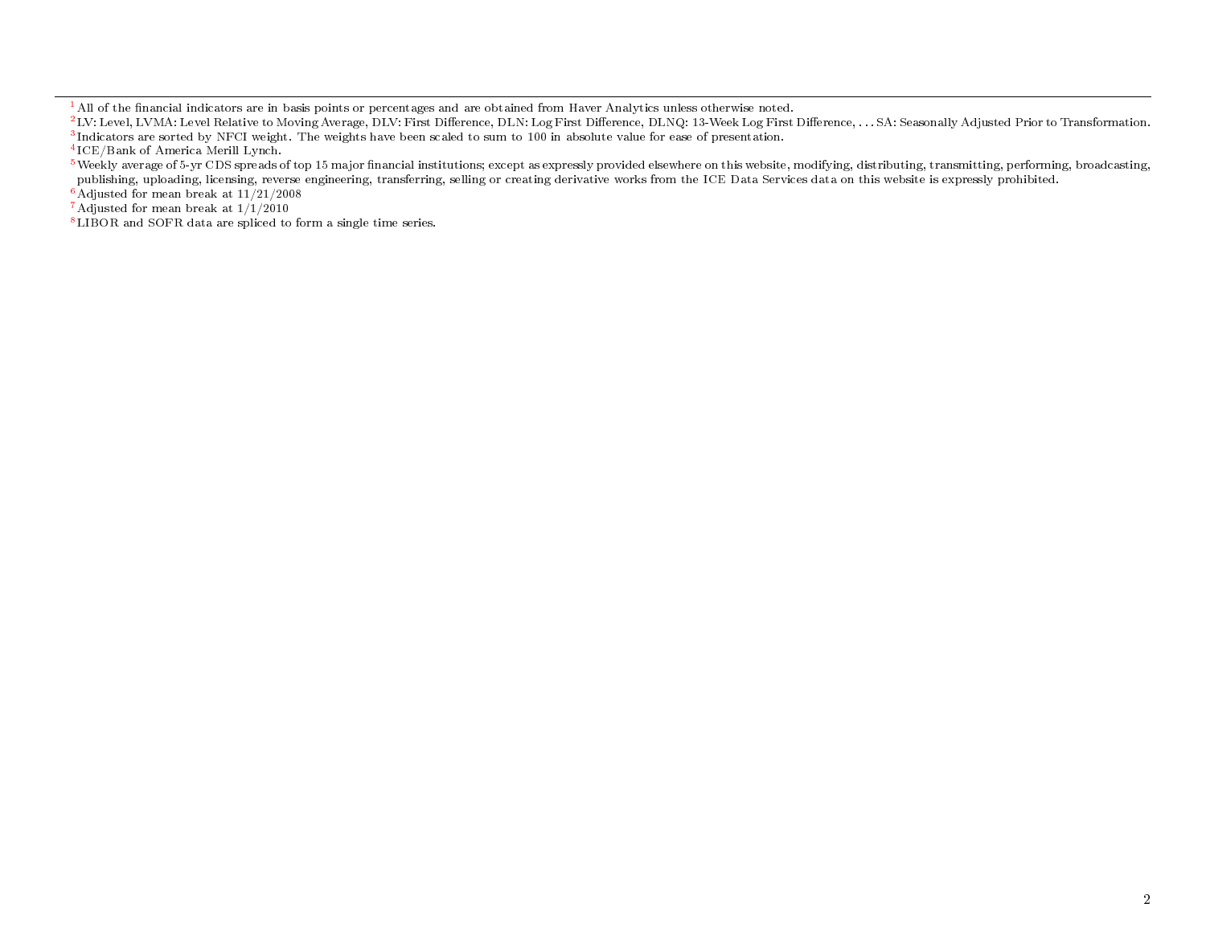[1] All of the financial indicators are in basis points or percentages and are obtained from Haver Analytics unless otherwise noted.
[2] LV: Level, LVMA: Level Relative to Moving Average, DLV: First Difference, DLN: Log First Difference, DLNQ: 13-Week Log First Difference, . . . SA: Seasonally Adjusted Prior to Transformation.
[3] Indicators are sorted by NFCI weight. The weights have been scaled to sum to 100 in absolute value for ease of presentation.
[4] ICE/Bank of America Merill Lynch.
[5] Weekly average of 5-yr CDS spreads of top 15 major financial institutions; except as expressly provided elsewhere on this website, modifying, distributing, transmitting, performing, broadcasting, publishing, uploading, licensing, reverse engineering, transferring, selling or creating derivative works from the ICE Data Services data on this website is expressly prohibited.
[6] Adjusted for mean break at 11/21/2008
[7] Adjusted for mean break at 1/1/2010
[8] LIBOR and SOFR data are spliced to form a single time series.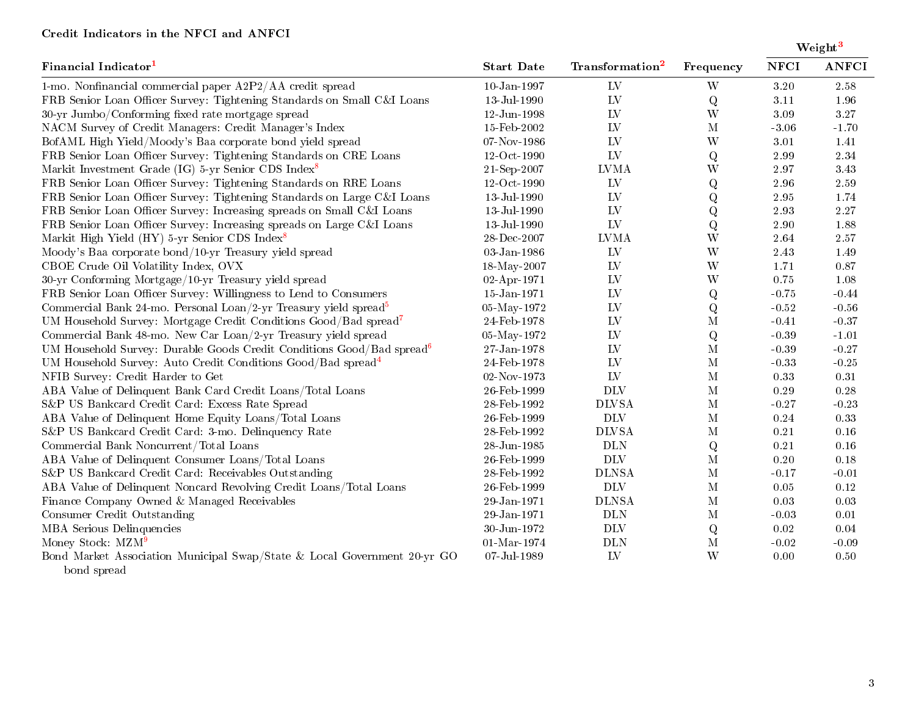### Credit Indicators in the NFCI and ANFCI

| Financial Indicator[1] | Start Date | Transformation[2] | Frequency | Weight[3] | |
|---|---|---|---|---|---|
| | | | | NFCI | ANFCI |
| 1-mo. Nonfinancial commercial paper A2P2/AA credit spread | 10-Jan-1997 | LV | W | 3.20 | 2.58 |
| FRB Senior Loan Officer Survey: Tightening Standards on Small C&I Loans | 13-Jul-1990 | LV | Q | 3.11 | 1.96 |
| 30-yr Jumbo/Conforming fixed rate mortgage spread | 12-Jun-1998 | LV | W | 3.09 | 3.27 |
| NACM Survey of Credit Managers: Credit Manager's Index | 15-Feb-2002 | LV | M | -3.06 | -1.70 |
| BofAML High Yield/Moody's Baa corporate bond yield spread | 07-Nov-1986 | LV | W | 3.01 | 1.41 |
| FRB Senior Loan Officer Survey: Tightening Standards on CRE Loans | 12-Oct-1990 | LV | Q | 2.99 | 2.34 |
| Markit Investment Grade (IG) 5-yr Senior CDS Index[8] | 21-Sep-2007 | LVMA | W | 2.97 | 3.43 |
| FRB Senior Loan Officer Survey: Tightening Standards on RRE Loans | 12-Oct-1990 | LV | Q | 2.96 | 2.59 |
| FRB Senior Loan Officer Survey: Tightening Standards on Large C&I Loans | 13-Jul-1990 | LV | Q | 2.95 | 1.74 |
| FRB Senior Loan Officer Survey: Increasing spreads on Small C&I Loans | 13-Jul-1990 | LV | Q | 2.93 | 2.27 |
| FRB Senior Loan Officer Survey: Increasing spreads on Large C&I Loans | 13-Jul-1990 | LV | Q | 2.90 | 1.88 |
| Markit High Yield (HY) 5-yr Senior CDS Index[8] | 28-Dec-2007 | LVMA | W | 2.64 | 2.57 |
| Moody's Baa corporate bond/10-yr Treasury yield spread | 03-Jan-1986 | LV | W | 2.43 | 1.49 |
| CBOE Crude Oil Volatility Index, OVX | 18-May-2007 | LV | W | 1.71 | 0.87 |
| 30-yr Conforming Mortgage/10-yr Treasury yield spread | 02-Apr-1971 | LV | W | 0.75 | 1.08 |
| FRB Senior Loan Officer Survey: Willingness to Lend to Consumers | 15-Jan-1971 | LV | Q | -0.75 | -0.44 |
| Commercial Bank 24-mo. Personal Loan/2-yr Treasury yield spread[5] | 05-May-1972 | LV | Q | -0.52 | -0.56 |
| UM Household Survey: Mortgage Credit Conditions Good/Bad spread[7] | 24-Feb-1978 | LV | M | -0.41 | -0.37 |
| Commercial Bank 48-mo. New Car Loan/2-yr Treasury yield spread | 05-May-1972 | LV | Q | -0.39 | -1.01 |
| UM Household Survey: Durable Goods Credit Conditions Good/Bad spread[6] | 27-Jan-1978 | LV | M | -0.39 | -0.27 |
| UM Household Survey: Auto Credit Conditions Good/Bad spread[4] | 24-Feb-1978 | LV | M | -0.33 | -0.25 |
| NFIB Survey: Credit Harder to Get | 02-Nov-1973 | LV | M | 0.33 | 0.31 |
| ABA Value of Delinquent Bank Card Credit Loans/Total Loans | 26-Feb-1999 | DLV | M | 0.29 | 0.28 |
| S&P US Bankcard Credit Card: Excess Rate Spread | 28-Feb-1992 | DLVSA | M | -0.27 | -0.23 |
| ABA Value of Delinquent Home Equity Loans/Total Loans | 26-Feb-1999 | DLV | M | 0.24 | 0.33 |
| S&P US Bankcard Credit Card: 3-mo. Delinquency Rate | 28-Feb-1992 | DLVSA | M | 0.21 | 0.16 |
| Commercial Bank Noncurrent/Total Loans | 28-Jun-1985 | DLN | Q | 0.21 | 0.16 |
| ABA Value of Delinquent Consumer Loans/Total Loans | 26-Feb-1999 | DLV | M | 0.20 | 0.18 |
| S&P US Bankcard Credit Card: Receivables Outstanding | 28-Feb-1992 | DLNSA | M | -0.17 | -0.01 |
| ABA Value of Delinquent Noncard Revolving Credit Loans/Total Loans | 26-Feb-1999 | DLV | M | 0.05 | 0.12 |
| Finance Company Owned & Managed Receivables | 29-Jan-1971 | DLNSA | M | 0.03 | 0.03 |
| Consumer Credit Outstanding | 29-Jan-1971 | DLN | M | -0.03 | 0.01 |
| MBA Serious Delinquencies | 30-Jun-1972 | DLV | Q | 0.02 | 0.04 |
| Money Stock: MZM[9] | 01-Mar-1974 | DLN | M | -0.02 | -0.09 |
| Bond Market Association Municipal Swap/State & Local Government 20-yr GO bond spread | 07-Jul-1989 | LV | W | 0.00 | 0.50 |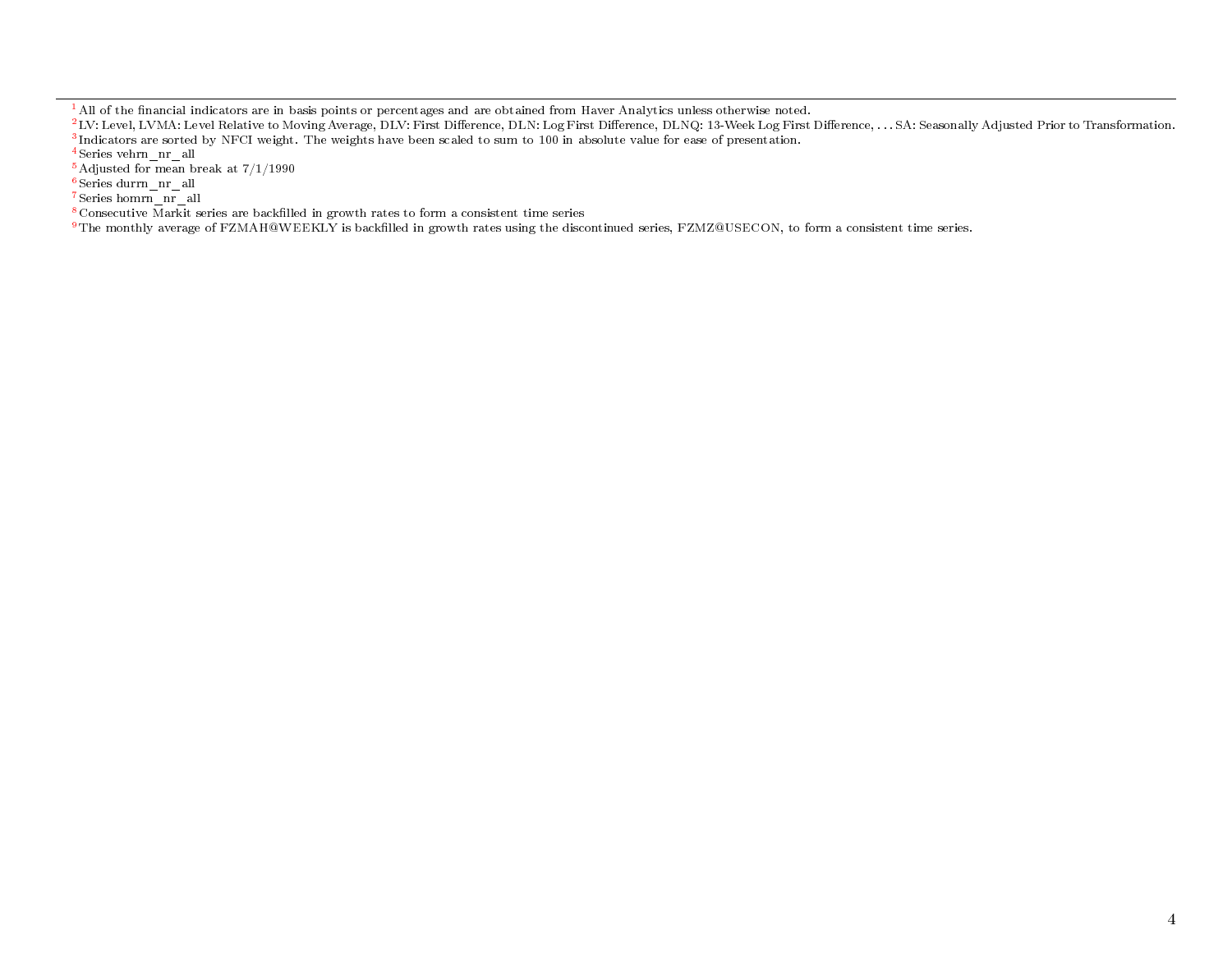[1] All of the financial indicators are in basis points or percentages and are obtained from Haver Analytics unless otherwise noted.
[2] LV: Level, LVMA: Level Relative to Moving Average, DLV: First Difference, DLN: Log First Difference, DLNQ: 13-Week Log First Difference, . . . SA: Seasonally Adjusted Prior to Transformation.
[3] Indicators are sorted by NFCI weight. The weights have been scaled to sum to 100 in absolute value for ease of presentation.
[4] Series vehrn_nr_all
[5] Adjusted for mean break at 7/1/1990
[6] Series durrn_nr_all
[7] Series homrn_nr_all
[8] Consecutive Markit series are backfilled in growth rates to form a consistent time series
[9] The monthly average of FZMAH@WEEKLY is backfilled in growth rates using the discontinued series, FZMZ@USECON, to form a consistent time series.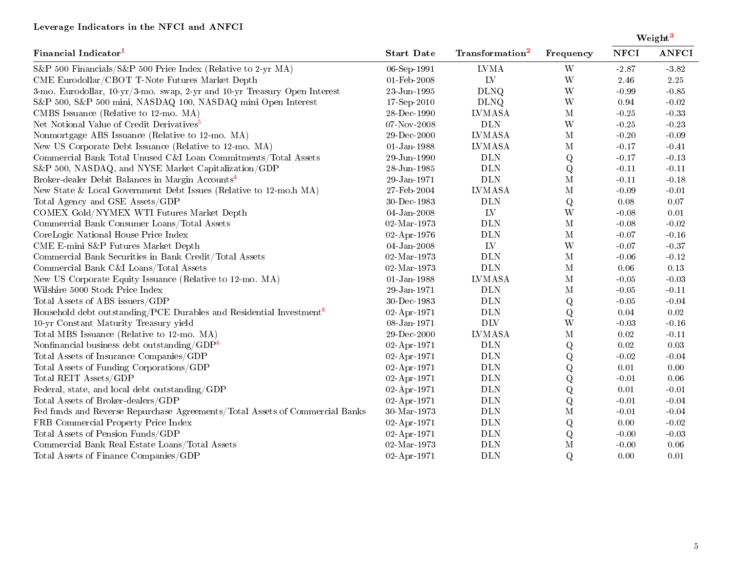**Leverage Indicators in the NFCI and ANFCI**

| Financial Indicator[1] | Start Date | Transformation[2] | Frequency | Weight[3] NFCI | Weight[3] ANFCI |
|---|---|---|---|---|---|
| S&P 500 Financials/S&P 500 Price Index (Relative to 2-yr MA) | 06-Sep-1991 | LVMA | W | -2.87 | -3.82 |
| CME Eurodollar/CBOT T-Note Futures Market Depth | 01-Feb-2008 | LV | W | 2.46 | 2.25 |
| 3-mo. Eurodollar, 10-yr/3-mo. swap, 2-yr and 10-yr Treasury Open Interest | 23-Jun-1995 | DLNQ | W | -0.99 | -0.85 |
| S&P 500, S&P 500 mini, NASDAQ 100, NASDAQ mini Open Interest | 17-Sep-2010 | DLNQ | W | 0.94 | -0.02 |
| CMBS Issuance (Relative to 12-mo. MA) | 28-Dec-1990 | LVMASA | M | -0.25 | -0.33 |
| Net Notional Value of Credit Derivatives[5] | 07-Nov-2008 | DLN | W | -0.25 | -0.23 |
| Nonmortgage ABS Issuance (Relative to 12-mo. MA) | 29-Dec-2000 | LVMASA | M | -0.20 | -0.09 |
| New US Corporate Debt Issuance (Relative to 12-mo. MA) | 01-Jan-1988 | LVMASA | M | -0.17 | -0.41 |
| Commercial Bank Total Unused C&I Loan Commitments/Total Assets | 29-Jun-1990 | DLN | Q | -0.17 | -0.13 |
| S&P 500, NASDAQ, and NYSE Market Capitalization/GDP | 28-Jun-1985 | DLN | Q | -0.11 | -0.11 |
| Broker-dealer Debit Balances in Margin Accounts[4] | 29-Jan-1971 | DLN | M | -0.11 | -0.18 |
| New State & Local Government Debt Issues (Relative to 12-mo.h MA) | 27-Feb-2004 | LVMASA | M | -0.09 | -0.01 |
| Total Agency and GSE Assets/GDP | 30-Dec-1983 | DLN | Q | 0.08 | 0.07 |
| COMEX Gold/NYMEX WTI Futures Market Depth | 04-Jan-2008 | LV | W | -0.08 | 0.01 |
| Commercial Bank Consumer Loans/Total Assets | 02-Mar-1973 | DLN | M | -0.08 | -0.02 |
| CoreLogic National House Price Index | 02-Apr-1976 | DLN | M | -0.07 | -0.16 |
| CME E-mini S&P Futures Market Depth | 04-Jan-2008 | LV | W | -0.07 | -0.37 |
| Commercial Bank Securities in Bank Credit/Total Assets | 02-Mar-1973 | DLN | M | -0.06 | -0.12 |
| Commercial Bank C&I Loans/Total Assets | 02-Mar-1973 | DLN | M | 0.06 | 0.13 |
| New US Corporate Equity Issuance (Relative to 12-mo. MA) | 01-Jan-1988 | LVMASA | M | -0.05 | -0.03 |
| Wilshire 5000 Stock Price Index | 29-Jan-1971 | DLN | M | -0.05 | -0.11 |
| Total Assets of ABS issuers/GDP | 30-Dec-1983 | DLN | Q | -0.05 | -0.04 |
| Household debt outstanding/PCE Durables and Residential Investment[6] | 02-Apr-1971 | DLN | Q | 0.04 | 0.02 |
| 10-yr Constant Maturity Treasury yield | 08-Jan-1971 | DLV | W | -0.03 | -0.16 |
| Total MBS Issuance (Relative to 12-mo. MA) | 29-Dec-2000 | LVMASA | M | 0.02 | -0.11 |
| Nonfinancial business debt outstanding/GDP[6] | 02-Apr-1971 | DLN | Q | 0.02 | 0.03 |
| Total Assets of Insurance Companies/GDP | 02-Apr-1971 | DLN | Q | -0.02 | -0.04 |
| Total Assets of Funding Corporations/GDP | 02-Apr-1971 | DLN | Q | 0.01 | 0.00 |
| Total REIT Assets/GDP | 02-Apr-1971 | DLN | Q | -0.01 | 0.06 |
| Federal, state, and local debt outstanding/GDP | 02-Apr-1971 | DLN | Q | 0.01 | -0.01 |
| Total Assets of Broker-dealers/GDP | 02-Apr-1971 | DLN | Q | -0.01 | -0.04 |
| Fed funds and Reverse Repurchase Agreements/Total Assets of Commercial Banks | 30-Mar-1973 | DLN | M | -0.01 | -0.04 |
| FRB Commercial Property Price Index | 02-Apr-1971 | DLN | Q | 0.00 | -0.02 |
| Total Assets of Pension Funds/GDP | 02-Apr-1971 | DLN | Q | -0.00 | -0.03 |
| Commercial Bank Real Estate Loans/Total Assets | 02-Mar-1973 | DLN | M | -0.00 | 0.06 |
| Total Assets of Finance Companies/GDP | 02-Apr-1971 | DLN | Q | 0.00 | 0.01 |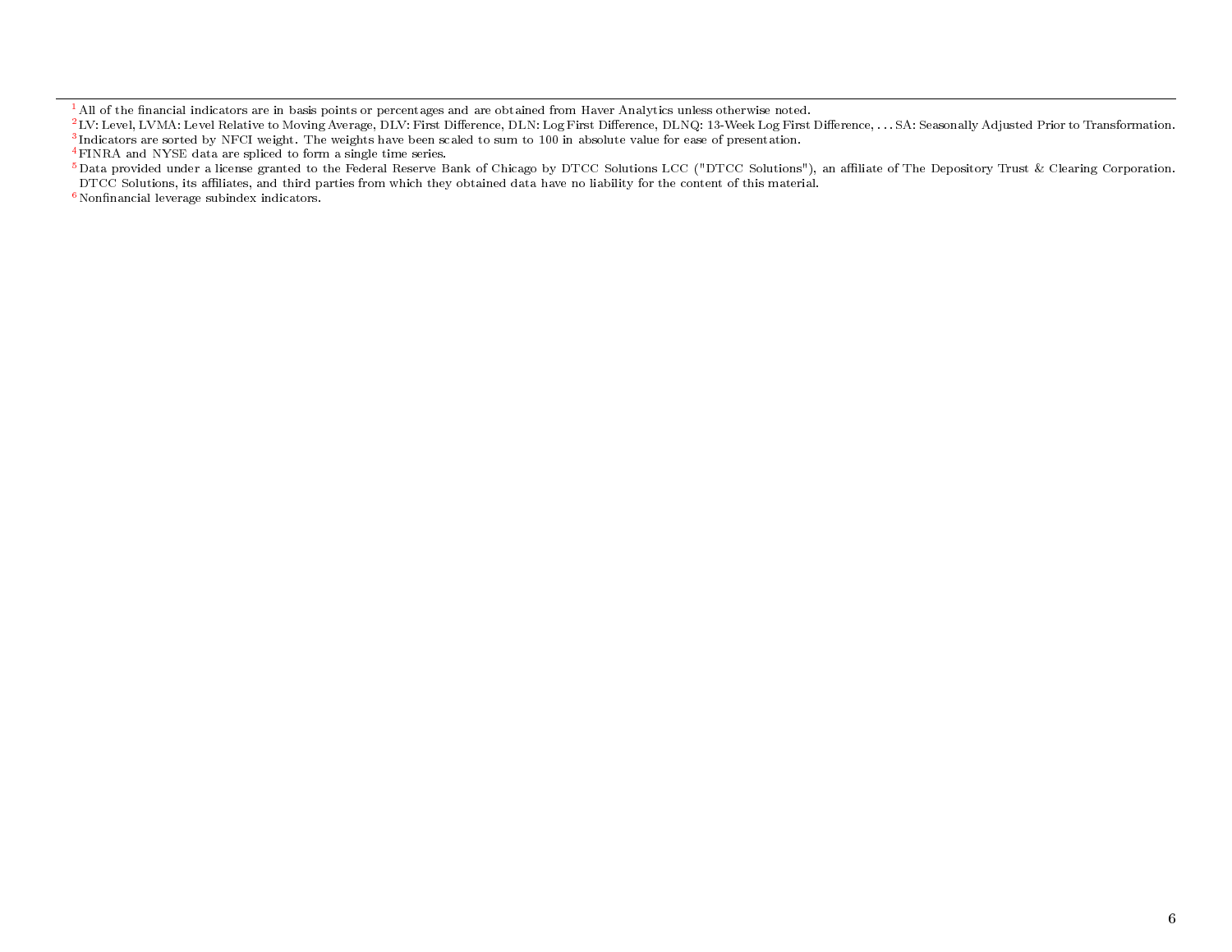[1] All of the financial indicators are in basis points or percentages and are obtained from Haver Analytics unless otherwise noted.

[2] LV: Level, LVMA: Level Relative to Moving Average, DLV: First Difference, DLN: Log First Difference, DLNQ: 13-Week Log First Difference, . . . SA: Seasonally Adjusted Prior to Transformation.

[3] Indicators are sorted by NFCI weight. The weights have been scaled to sum to 100 in absolute value for ease of presentation.

[4] FINRA and NYSE data are spliced to form a single time series.

[5] Data provided under a license granted to the Federal Reserve Bank of Chicago by DTCC Solutions LCC ("DTCC Solutions"), an affiliate of The Depository Trust & Clearing Corporation. DTCC Solutions, its affiliates, and third parties from which they obtained data have no liability for the content of this material.

[6] Nonfinancial leverage subindex indicators.